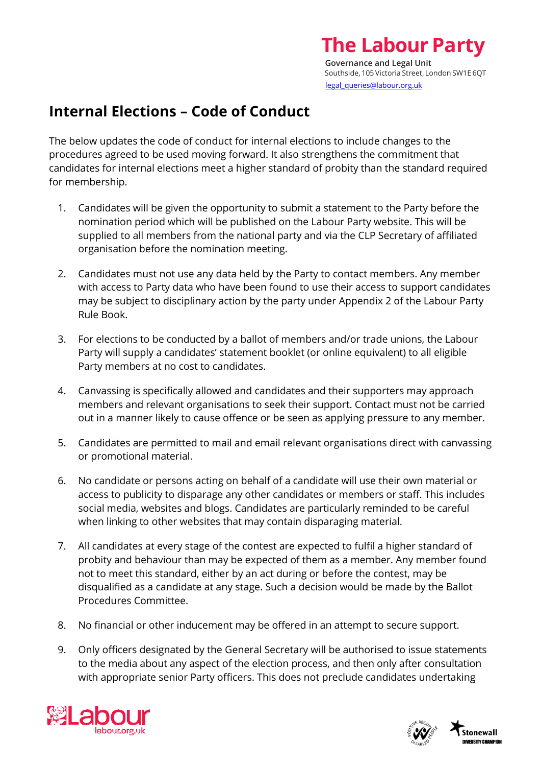**The Labour Party**

**Governance and Legal Unit**
Southside, 105 Victoria Street, London SW1E 6QT
legal_queries@labour.org.uk

# Internal Elections – Code of Conduct

The below updates the code of conduct for internal elections to include changes to the procedures agreed to be used moving forward. It also strengthens the commitment that candidates for internal elections meet a higher standard of probity than the standard required for membership.

1. Candidates will be given the opportunity to submit a statement to the Party before the nomination period which will be published on the Labour Party website. This will be supplied to all members from the national party and via the CLP Secretary of affiliated organisation before the nomination meeting.

2. Candidates must not use any data held by the Party to contact members. Any member with access to Party data who have been found to use their access to support candidates may be subject to disciplinary action by the party under Appendix 2 of the Labour Party Rule Book.

3. For elections to be conducted by a ballot of members and/or trade unions, the Labour Party will supply a candidates' statement booklet (or online equivalent) to all eligible Party members at no cost to candidates.

4. Canvassing is specifically allowed and candidates and their supporters may approach members and relevant organisations to seek their support. Contact must not be carried out in a manner likely to cause offence or be seen as applying pressure to any member.

5. Candidates are permitted to mail and email relevant organisations direct with canvassing or promotional material.

6. No candidate or persons acting on behalf of a candidate will use their own material or access to publicity to disparage any other candidates or members or staff. This includes social media, websites and blogs. Candidates are particularly reminded to be careful when linking to other websites that may contain disparaging material.

7. All candidates at every stage of the contest are expected to fulfil a higher standard of probity and behaviour than may be expected of them as a member. Any member found not to meet this standard, either by an act during or before the contest, may be disqualified as a candidate at any stage. Such a decision would be made by the Ballot Procedures Committee.

8. No financial or other inducement may be offered in an attempt to secure support.

9. Only officers designated by the General Secretary will be authorised to issue statements to the media about any aspect of the election process, and then only after consultation with appropriate senior Party officers. This does not preclude candidates undertaking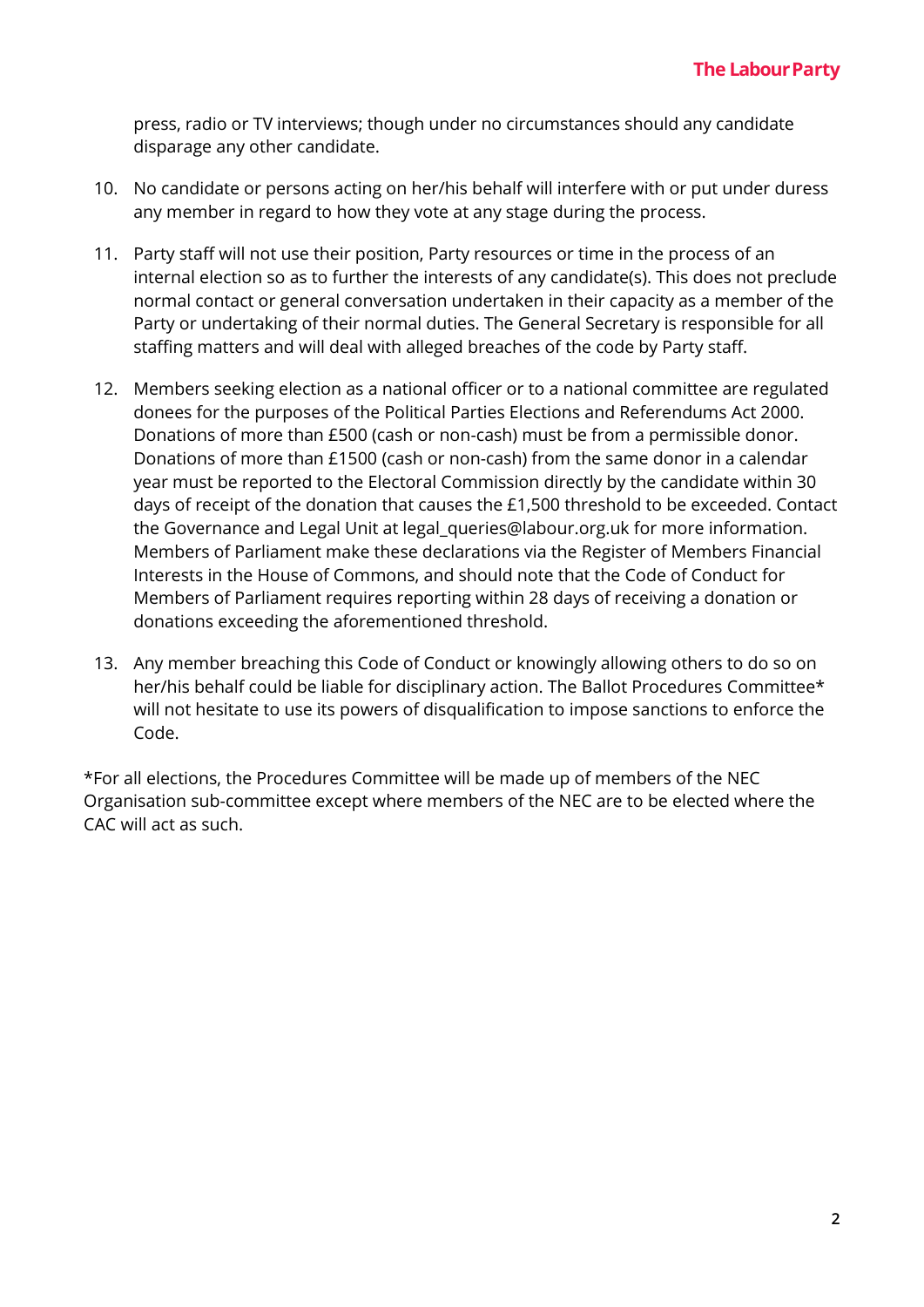press, radio or TV interviews; though under no circumstances should any candidate disparage any other candidate.

10. No candidate or persons acting on her/his behalf will interfere with or put under duress any member in regard to how they vote at any stage during the process.

11. Party staff will not use their position, Party resources or time in the process of an internal election so as to further the interests of any candidate(s). This does not preclude normal contact or general conversation undertaken in their capacity as a member of the Party or undertaking of their normal duties. The General Secretary is responsible for all staffing matters and will deal with alleged breaches of the code by Party staff.

12. Members seeking election as a national officer or to a national committee are regulated donees for the purposes of the Political Parties Elections and Referendums Act 2000. Donations of more than £500 (cash or non-cash) must be from a permissible donor. Donations of more than £1500 (cash or non-cash) from the same donor in a calendar year must be reported to the Electoral Commission directly by the candidate within 30 days of receipt of the donation that causes the £1,500 threshold to be exceeded. Contact the Governance and Legal Unit at legal_queries@labour.org.uk for more information. Members of Parliament make these declarations via the Register of Members Financial Interests in the House of Commons, and should note that the Code of Conduct for Members of Parliament requires reporting within 28 days of receiving a donation or donations exceeding the aforementioned threshold.

13. Any member breaching this Code of Conduct or knowingly allowing others to do so on her/his behalf could be liable for disciplinary action. The Ballot Procedures Committee* will not hesitate to use its powers of disqualification to impose sanctions to enforce the Code.

*For all elections, the Procedures Committee will be made up of members of the NEC Organisation sub-committee except where members of the NEC are to be elected where the CAC will act as such.